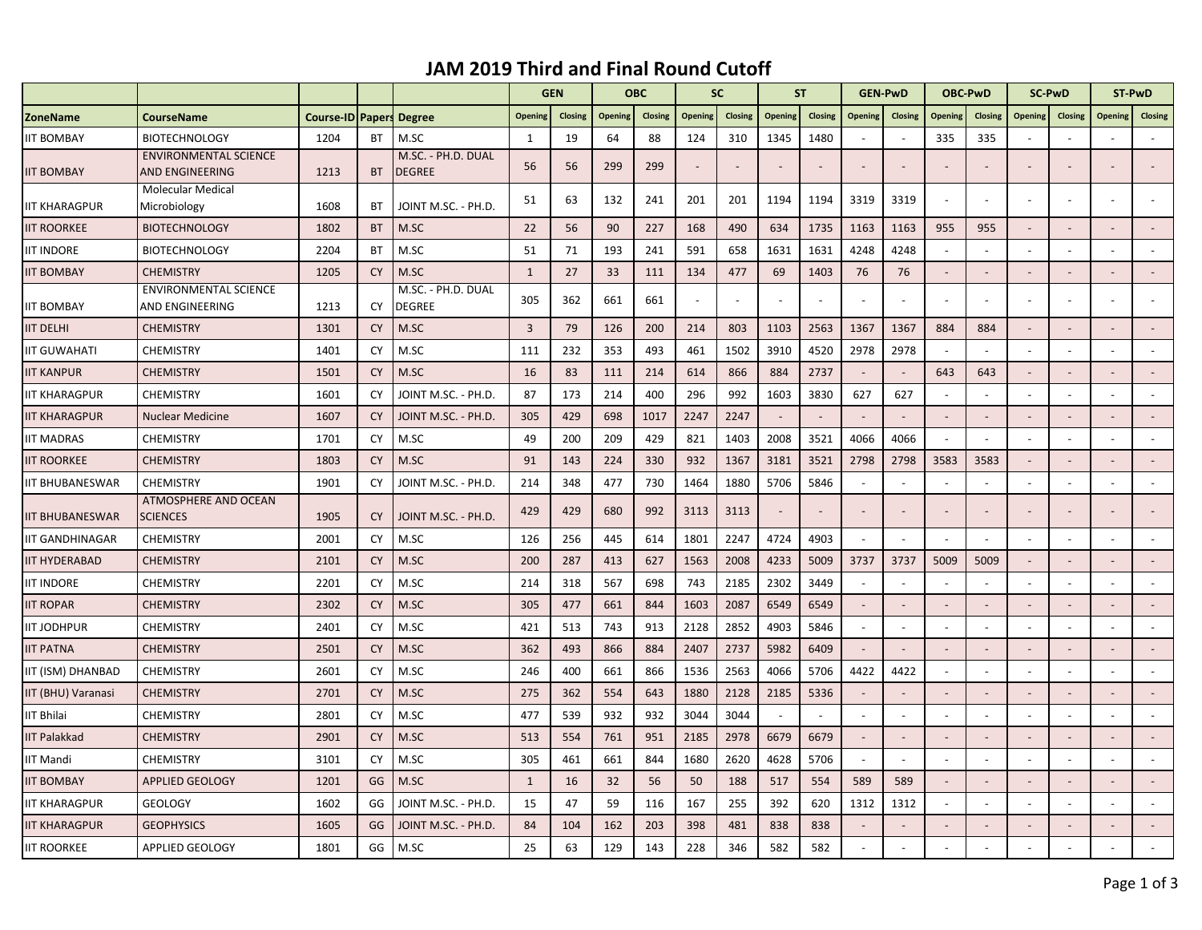# JAM 2019 Third and Final Round Cutoff

| | | | | | GEN | | OBC | | SC | | ST | | GEN-PwD | | OBC-PwD | | SC-PwD | | ST-PwD | |
|---|---|---|---|---|---|---|---|---|---|---|---|---|---|---|---|---|---|---|---|---|
| ZoneName | CourseName | Course-ID | Papers | Degree | Opening | Closing | Opening | Closing | Opening | Closing | Opening | Closing | Opening | Closing | Opening | Closing | Opening | Closing | Opening | Closing |
| IIT BOMBAY | BIOTECHNOLOGY | 1204 | BT | M.SC | 1 | 19 | 64 | 88 | 124 | 310 | 1345 | 1480 | - | - | 335 | 335 | - | - | - | - |
| IIT BOMBAY | ENVIRONMENTAL SCIENCE AND ENGINEERING | 1213 | BT | M.SC. - PH.D. DUAL DEGREE | 56 | 56 | 299 | 299 | - | - | - | - | - | - | - | - | - | - | - | - |
| IIT KHARAGPUR | Molecular Medical Microbiology | 1608 | BT | JOINT M.SC. - PH.D. | 51 | 63 | 132 | 241 | 201 | 201 | 1194 | 1194 | 3319 | 3319 | - | - | - | - | - | - |
| IIT ROORKEE | BIOTECHNOLOGY | 1802 | BT | M.SC | 22 | 56 | 90 | 227 | 168 | 490 | 634 | 1735 | 1163 | 1163 | 955 | 955 | - | - | - | - |
| IIT INDORE | BIOTECHNOLOGY | 2204 | BT | M.SC | 51 | 71 | 193 | 241 | 591 | 658 | 1631 | 1631 | 4248 | 4248 | - | - | - | - | - | - |
| IIT BOMBAY | CHEMISTRY | 1205 | CY | M.SC | 1 | 27 | 33 | 111 | 134 | 477 | 69 | 1403 | 76 | 76 | - | - | - | - | - | - |
| IIT BOMBAY | ENVIRONMENTAL SCIENCE AND ENGINEERING | 1213 | CY | M.SC. - PH.D. DUAL DEGREE | 305 | 362 | 661 | 661 | - | - | - | - | - | - | - | - | - | - | - | - |
| IIT DELHI | CHEMISTRY | 1301 | CY | M.SC | 3 | 79 | 126 | 200 | 214 | 803 | 1103 | 2563 | 1367 | 1367 | 884 | 884 | - | - | - | - |
| IIT GUWAHATI | CHEMISTRY | 1401 | CY | M.SC | 111 | 232 | 353 | 493 | 461 | 1502 | 3910 | 4520 | 2978 | 2978 | - | - | - | - | - | - |
| IIT KANPUR | CHEMISTRY | 1501 | CY | M.SC | 16 | 83 | 111 | 214 | 614 | 866 | 884 | 2737 | - | - | 643 | 643 | - | - | - | - |
| IIT KHARAGPUR | CHEMISTRY | 1601 | CY | JOINT M.SC. - PH.D. | 87 | 173 | 214 | 400 | 296 | 992 | 1603 | 3830 | 627 | 627 | - | - | - | - | - | - |
| IIT KHARAGPUR | Nuclear Medicine | 1607 | CY | JOINT M.SC. - PH.D. | 305 | 429 | 698 | 1017 | 2247 | 2247 | - | - | - | - | - | - | - | - | - | - |
| IIT MADRAS | CHEMISTRY | 1701 | CY | M.SC | 49 | 200 | 209 | 429 | 821 | 1403 | 2008 | 3521 | 4066 | 4066 | - | - | - | - | - | - |
| IIT ROORKEE | CHEMISTRY | 1803 | CY | M.SC | 91 | 143 | 224 | 330 | 932 | 1367 | 3181 | 3521 | 2798 | 2798 | 3583 | 3583 | - | - | - | - |
| IIT BHUBANESWAR | CHEMISTRY | 1901 | CY | JOINT M.SC. - PH.D. | 214 | 348 | 477 | 730 | 1464 | 1880 | 5706 | 5846 | - | - | - | - | - | - | - | - |
| IIT BHUBANESWAR | ATMOSPHERE AND OCEAN SCIENCES | 1905 | CY | JOINT M.SC. - PH.D. | 429 | 429 | 680 | 992 | 3113 | 3113 | - | - | - | - | - | - | - | - | - | - |
| IIT GANDHINAGAR | CHEMISTRY | 2001 | CY | M.SC | 126 | 256 | 445 | 614 | 1801 | 2247 | 4724 | 4903 | - | - | - | - | - | - | - | - |
| IIT HYDERABAD | CHEMISTRY | 2101 | CY | M.SC | 200 | 287 | 413 | 627 | 1563 | 2008 | 4233 | 5009 | 3737 | 3737 | 5009 | 5009 | - | - | - | - |
| IIT INDORE | CHEMISTRY | 2201 | CY | M.SC | 214 | 318 | 567 | 698 | 743 | 2185 | 2302 | 3449 | - | - | - | - | - | - | - | - |
| IIT ROPAR | CHEMISTRY | 2302 | CY | M.SC | 305 | 477 | 661 | 844 | 1603 | 2087 | 6549 | 6549 | - | - | - | - | - | - | - | - |
| IIT JODHPUR | CHEMISTRY | 2401 | CY | M.SC | 421 | 513 | 743 | 913 | 2128 | 2852 | 4903 | 5846 | - | - | - | - | - | - | - | - |
| IIT PATNA | CHEMISTRY | 2501 | CY | M.SC | 362 | 493 | 866 | 884 | 2407 | 2737 | 5982 | 6409 | - | - | - | - | - | - | - | - |
| IIT (ISM) DHANBAD | CHEMISTRY | 2601 | CY | M.SC | 246 | 400 | 661 | 866 | 1536 | 2563 | 4066 | 5706 | 4422 | 4422 | - | - | - | - | - | - |
| IIT (BHU) Varanasi | CHEMISTRY | 2701 | CY | M.SC | 275 | 362 | 554 | 643 | 1880 | 2128 | 2185 | 5336 | - | - | - | - | - | - | - | - |
| IIT Bhilai | CHEMISTRY | 2801 | CY | M.SC | 477 | 539 | 932 | 932 | 3044 | 3044 | - | - | - | - | - | - | - | - | - | - |
| IIT Palakkad | CHEMISTRY | 2901 | CY | M.SC | 513 | 554 | 761 | 951 | 2185 | 2978 | 6679 | 6679 | - | - | - | - | - | - | - | - |
| IIT Mandi | CHEMISTRY | 3101 | CY | M.SC | 305 | 461 | 661 | 844 | 1680 | 2620 | 4628 | 5706 | - | - | - | - | - | - | - | - |
| IIT BOMBAY | APPLIED GEOLOGY | 1201 | GG | M.SC | 1 | 16 | 32 | 56 | 50 | 188 | 517 | 554 | 589 | 589 | - | - | - | - | - | - |
| IIT KHARAGPUR | GEOLOGY | 1602 | GG | JOINT M.SC. - PH.D. | 15 | 47 | 59 | 116 | 167 | 255 | 392 | 620 | 1312 | 1312 | - | - | - | - | - | - |
| IIT KHARAGPUR | GEOPHYSICS | 1605 | GG | JOINT M.SC. - PH.D. | 84 | 104 | 162 | 203 | 398 | 481 | 838 | 838 | - | - | - | - | - | - | - | - |
| IIT ROORKEE | APPLIED GEOLOGY | 1801 | GG | M.SC | 25 | 63 | 129 | 143 | 228 | 346 | 582 | 582 | - | - | - | - | - | - | - | - |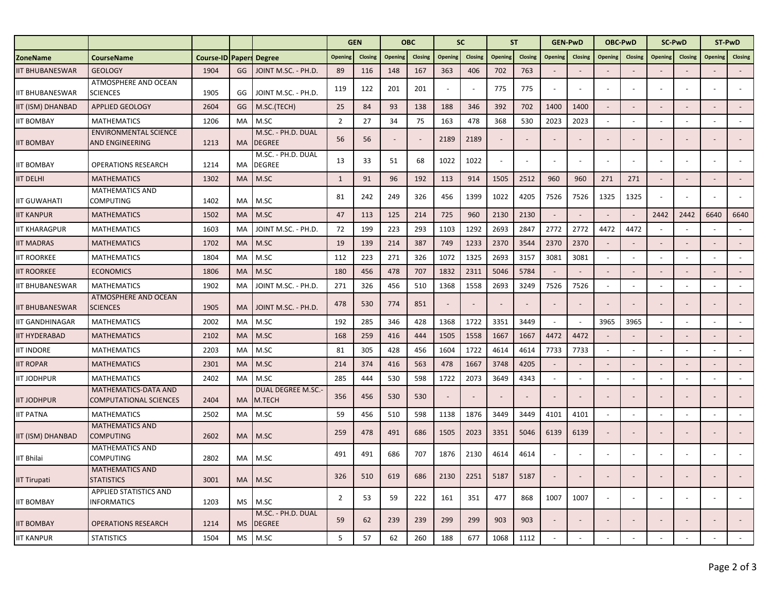| | | | | | GEN | | OBC | | SC | | ST | | GEN-PwD | | OBC-PwD | | SC-PwD | | ST-PwD | |
|---|---|---|---|---|---|---|---|---|---|---|---|---|---|---|---|---|---|---|---|---|
| ZoneName | CourseName | Course-ID | Papers | Degree | Opening | Closing | Opening | Closing | Opening | Closing | Opening | Closing | Opening | Closing | Opening | Closing | Opening | Closing | Opening | Closing |
| IIT BHUBANESWAR | GEOLOGY | 1904 | GG | JOINT M.SC. - PH.D. | 89 | 116 | 148 | 167 | 363 | 406 | 702 | 763 | - | - | - | - | - | - | - | - |
| IIT BHUBANESWAR | ATMOSPHERE AND OCEAN SCIENCES | 1905 | GG | JOINT M.SC. - PH.D. | 119 | 122 | 201 | 201 | - | - | 775 | 775 | - | - | - | - | - | - | - | - |
| IIT (ISM) DHANBAD | APPLIED GEOLOGY | 2604 | GG | M.SC.(TECH) | 25 | 84 | 93 | 138 | 188 | 346 | 392 | 702 | 1400 | 1400 | - | - | - | - | - | - |
| IIT BOMBAY | MATHEMATICS | 1206 | MA | M.SC | 2 | 27 | 34 | 75 | 163 | 478 | 368 | 530 | 2023 | 2023 | - | - | - | - | - | - |
| IIT BOMBAY | ENVIRONMENTAL SCIENCE AND ENGINEERING | 1213 | MA | M.SC. - PH.D. DUAL DEGREE | 56 | 56 | - | - | 2189 | 2189 | - | - | - | - | - | - | - | - | - | - |
| IIT BOMBAY | OPERATIONS RESEARCH | 1214 | MA | M.SC. - PH.D. DUAL DEGREE | 13 | 33 | 51 | 68 | 1022 | 1022 | - | - | - | - | - | - | - | - | - | - |
| IIT DELHI | MATHEMATICS | 1302 | MA | M.SC | 1 | 91 | 96 | 192 | 113 | 914 | 1505 | 2512 | 960 | 960 | 271 | 271 | - | - | - | - |
| IIT GUWAHATI | MATHEMATICS AND COMPUTING | 1402 | MA | M.SC | 81 | 242 | 249 | 326 | 456 | 1399 | 1022 | 4205 | 7526 | 7526 | 1325 | 1325 | - | - | - | - |
| IIT KANPUR | MATHEMATICS | 1502 | MA | M.SC | 47 | 113 | 125 | 214 | 725 | 960 | 2130 | 2130 | - | - | - | - | 2442 | 2442 | 6640 | 6640 |
| IIT KHARAGPUR | MATHEMATICS | 1603 | MA | JOINT M.SC. - PH.D. | 72 | 199 | 223 | 293 | 1103 | 1292 | 2693 | 2847 | 2772 | 2772 | 4472 | 4472 | - | - | - | - |
| IIT MADRAS | MATHEMATICS | 1702 | MA | M.SC | 19 | 139 | 214 | 387 | 749 | 1233 | 2370 | 3544 | 2370 | 2370 | - | - | - | - | - | - |
| IIT ROORKEE | MATHEMATICS | 1804 | MA | M.SC | 112 | 223 | 271 | 326 | 1072 | 1325 | 2693 | 3157 | 3081 | 3081 | - | - | - | - | - | - |
| IIT ROORKEE | ECONOMICS | 1806 | MA | M.SC | 180 | 456 | 478 | 707 | 1832 | 2311 | 5046 | 5784 | - | - | - | - | - | - | - | - |
| IIT BHUBANESWAR | MATHEMATICS | 1902 | MA | JOINT M.SC. - PH.D. | 271 | 326 | 456 | 510 | 1368 | 1558 | 2693 | 3249 | 7526 | 7526 | - | - | - | - | - | - |
| IIT BHUBANESWAR | ATMOSPHERE AND OCEAN SCIENCES | 1905 | MA | JOINT M.SC. - PH.D. | 478 | 530 | 774 | 851 | - | - | - | - | - | - | - | - | - | - | - | - |
| IIT GANDHINAGAR | MATHEMATICS | 2002 | MA | M.SC | 192 | 285 | 346 | 428 | 1368 | 1722 | 3351 | 3449 | - | - | 3965 | 3965 | - | - | - | - |
| IIT HYDERABAD | MATHEMATICS | 2102 | MA | M.SC | 168 | 259 | 416 | 444 | 1505 | 1558 | 1667 | 1667 | 4472 | 4472 | - | - | - | - | - | - |
| IIT INDORE | MATHEMATICS | 2203 | MA | M.SC | 81 | 305 | 428 | 456 | 1604 | 1722 | 4614 | 4614 | 7733 | 7733 | - | - | - | - | - | - |
| IIT ROPAR | MATHEMATICS | 2301 | MA | M.SC | 214 | 374 | 416 | 563 | 478 | 1667 | 3748 | 4205 | - | - | - | - | - | - | - | - |
| IIT JODHPUR | MATHEMATICS | 2402 | MA | M.SC | 285 | 444 | 530 | 598 | 1722 | 2073 | 3649 | 4343 | - | - | - | - | - | - | - | - |
| IIT JODHPUR | MATHEMATICS-DATA AND COMPUTATIONAL SCIENCES | 2404 | MA | DUAL DEGREE M.SC.-M.TECH | 356 | 456 | 530 | 530 | - | - | - | - | - | - | - | - | - | - | - | - |
| IIT PATNA | MATHEMATICS | 2502 | MA | M.SC | 59 | 456 | 510 | 598 | 1138 | 1876 | 3449 | 3449 | 4101 | 4101 | - | - | - | - | - | - |
| IIT (ISM) DHANBAD | MATHEMATICS AND COMPUTING | 2602 | MA | M.SC | 259 | 478 | 491 | 686 | 1505 | 2023 | 3351 | 5046 | 6139 | 6139 | - | - | - | - | - | - |
| IIT Bhilai | MATHEMATICS AND COMPUTING | 2802 | MA | M.SC | 491 | 491 | 686 | 707 | 1876 | 2130 | 4614 | 4614 | - | - | - | - | - | - | - | - |
| IIT Tirupati | MATHEMATICS AND STATISTICS | 3001 | MA | M.SC | 326 | 510 | 619 | 686 | 2130 | 2251 | 5187 | 5187 | - | - | - | - | - | - | - | - |
| IIT BOMBAY | APPLIED STATISTICS AND INFORMATICS | 1203 | MS | M.SC | 2 | 53 | 59 | 222 | 161 | 351 | 477 | 868 | 1007 | 1007 | - | - | - | - | - | - |
| IIT BOMBAY | OPERATIONS RESEARCH | 1214 | MS | M.SC. - PH.D. DUAL DEGREE | 59 | 62 | 239 | 239 | 299 | 299 | 903 | 903 | - | - | - | - | - | - | - | - |
| IIT KANPUR | STATISTICS | 1504 | MS | M.SC | 5 | 57 | 62 | 260 | 188 | 677 | 1068 | 1112 | - | - | - | - | - | - | - | - |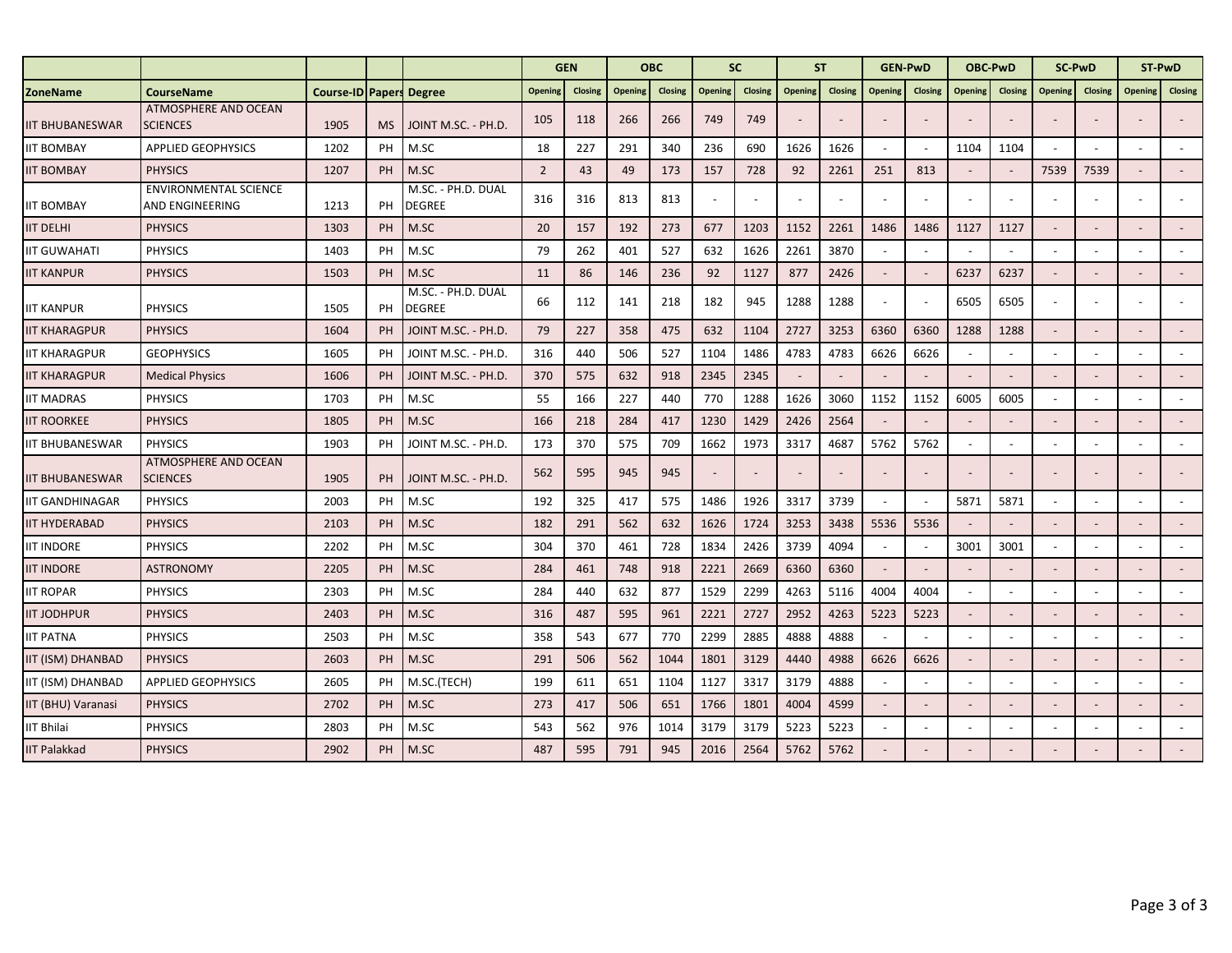| | | | | | GEN | | OBC | | SC | | ST | | GEN-PwD | | OBC-PwD | | SC-PwD | | ST-PwD | |
|---|---|---|---|---|---|---|---|---|---|---|---|---|---|---|---|---|---|---|---|---|
| ZoneName | CourseName | Course-ID | Papers | Degree | Opening | Closing | Opening | Closing | Opening | Closing | Opening | Closing | Opening | Closing | Opening | Closing | Opening | Closing | Opening | Closing |
| IIT BHUBANESWAR | ATMOSPHERE AND OCEAN SCIENCES | 1905 | MS | JOINT M.SC. - PH.D. | 105 | 118 | 266 | 266 | 749 | 749 | - | - | - | - | - | - | - | - | - | - |
| IIT BOMBAY | APPLIED GEOPHYSICS | 1202 | PH | M.SC | 18 | 227 | 291 | 340 | 236 | 690 | 1626 | 1626 | - | - | 1104 | 1104 | - | - | - | - |
| IIT BOMBAY | PHYSICS | 1207 | PH | M.SC | 2 | 43 | 49 | 173 | 157 | 728 | 92 | 2261 | 251 | 813 | - | - | 7539 | 7539 | - | - |
| IIT BOMBAY | ENVIRONMENTAL SCIENCE AND ENGINEERING | 1213 | PH | M.SC. - PH.D. DUAL DEGREE | 316 | 316 | 813 | 813 | - | - | - | - | - | - | - | - | - | - | - | - |
| IIT DELHI | PHYSICS | 1303 | PH | M.SC | 20 | 157 | 192 | 273 | 677 | 1203 | 1152 | 2261 | 1486 | 1486 | 1127 | 1127 | - | - | - | - |
| IIT GUWAHATI | PHYSICS | 1403 | PH | M.SC | 79 | 262 | 401 | 527 | 632 | 1626 | 2261 | 3870 | - | - | - | - | - | - | - | - |
| IIT KANPUR | PHYSICS | 1503 | PH | M.SC | 11 | 86 | 146 | 236 | 92 | 1127 | 877 | 2426 | - | - | 6237 | 6237 | - | - | - | - |
| IIT KANPUR | PHYSICS | 1505 | PH | M.SC. - PH.D. DUAL DEGREE | 66 | 112 | 141 | 218 | 182 | 945 | 1288 | 1288 | - | - | 6505 | 6505 | - | - | - | - |
| IIT KHARAGPUR | PHYSICS | 1604 | PH | JOINT M.SC. - PH.D. | 79 | 227 | 358 | 475 | 632 | 1104 | 2727 | 3253 | 6360 | 6360 | 1288 | 1288 | - | - | - | - |
| IIT KHARAGPUR | GEOPHYSICS | 1605 | PH | JOINT M.SC. - PH.D. | 316 | 440 | 506 | 527 | 1104 | 1486 | 4783 | 4783 | 6626 | 6626 | - | - | - | - | - | - |
| IIT KHARAGPUR | Medical Physics | 1606 | PH | JOINT M.SC. - PH.D. | 370 | 575 | 632 | 918 | 2345 | 2345 | - | - | - | - | - | - | - | - | - | - |
| IIT MADRAS | PHYSICS | 1703 | PH | M.SC | 55 | 166 | 227 | 440 | 770 | 1288 | 1626 | 3060 | 1152 | 1152 | 6005 | 6005 | - | - | - | - |
| IIT ROORKEE | PHYSICS | 1805 | PH | M.SC | 166 | 218 | 284 | 417 | 1230 | 1429 | 2426 | 2564 | - | - | - | - | - | - | - | - |
| IIT BHUBANESWAR | PHYSICS | 1903 | PH | JOINT M.SC. - PH.D. | 173 | 370 | 575 | 709 | 1662 | 1973 | 3317 | 4687 | 5762 | 5762 | - | - | - | - | - | - |
| IIT BHUBANESWAR | ATMOSPHERE AND OCEAN SCIENCES | 1905 | PH | JOINT M.SC. - PH.D. | 562 | 595 | 945 | 945 | - | - | - | - | - | - | - | - | - | - | - | - |
| IIT GANDHINAGAR | PHYSICS | 2003 | PH | M.SC | 192 | 325 | 417 | 575 | 1486 | 1926 | 3317 | 3739 | - | - | 5871 | 5871 | - | - | - | - |
| IIT HYDERABAD | PHYSICS | 2103 | PH | M.SC | 182 | 291 | 562 | 632 | 1626 | 1724 | 3253 | 3438 | 5536 | 5536 | - | - | - | - | - | - |
| IIT INDORE | PHYSICS | 2202 | PH | M.SC | 304 | 370 | 461 | 728 | 1834 | 2426 | 3739 | 4094 | - | - | 3001 | 3001 | - | - | - | - |
| IIT INDORE | ASTRONOMY | 2205 | PH | M.SC | 284 | 461 | 748 | 918 | 2221 | 2669 | 6360 | 6360 | - | - | - | - | - | - | - | - |
| IIT ROPAR | PHYSICS | 2303 | PH | M.SC | 284 | 440 | 632 | 877 | 1529 | 2299 | 4263 | 5116 | 4004 | 4004 | - | - | - | - | - | - |
| IIT JODHPUR | PHYSICS | 2403 | PH | M.SC | 316 | 487 | 595 | 961 | 2221 | 2727 | 2952 | 4263 | 5223 | 5223 | - | - | - | - | - | - |
| IIT PATNA | PHYSICS | 2503 | PH | M.SC | 358 | 543 | 677 | 770 | 2299 | 2885 | 4888 | 4888 | - | - | - | - | - | - | - | - |
| IIT (ISM) DHANBAD | PHYSICS | 2603 | PH | M.SC | 291 | 506 | 562 | 1044 | 1801 | 3129 | 4440 | 4988 | 6626 | 6626 | - | - | - | - | - | - |
| IIT (ISM) DHANBAD | APPLIED GEOPHYSICS | 2605 | PH | M.SC.(TECH) | 199 | 611 | 651 | 1104 | 1127 | 3317 | 3179 | 4888 | - | - | - | - | - | - | - | - |
| IIT (BHU) Varanasi | PHYSICS | 2702 | PH | M.SC | 273 | 417 | 506 | 651 | 1766 | 1801 | 4004 | 4599 | - | - | - | - | - | - | - | - |
| IIT Bhilai | PHYSICS | 2803 | PH | M.SC | 543 | 562 | 976 | 1014 | 3179 | 3179 | 5223 | 5223 | - | - | - | - | - | - | - | - |
| IIT Palakkad | PHYSICS | 2902 | PH | M.SC | 487 | 595 | 791 | 945 | 2016 | 2564 | 5762 | 5762 | - | - | - | - | - | - | - | - |